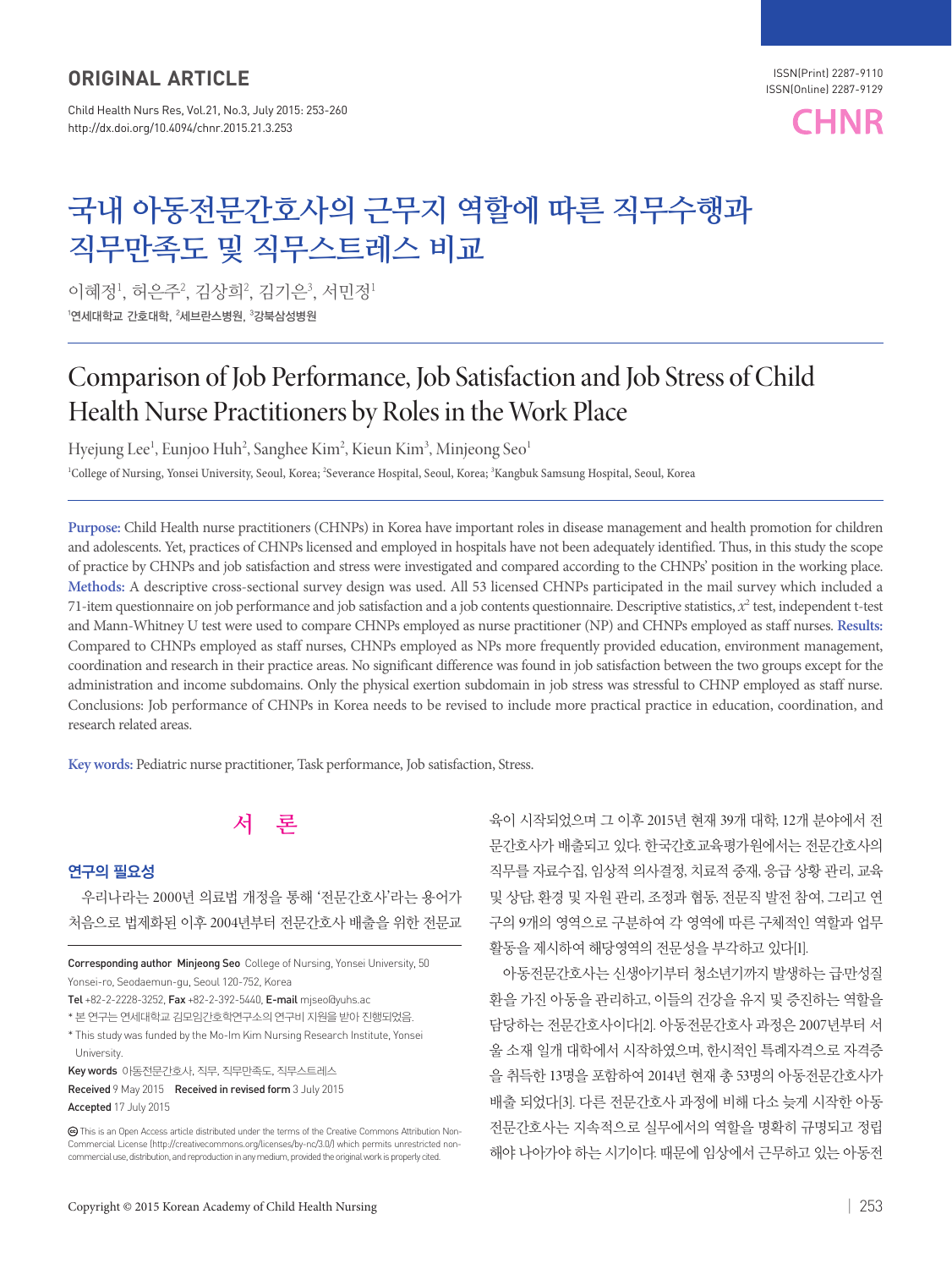ORIGINAL ARTICLE

ISSN(Print) 2287-9110
ISSN(Online) 2287-9129

http://dx.doi.org/10.4094/chnr.2015.21.3.253

# 국내 아동전문간호사의 근무지 역할에 따른 직무수행과 직무만족도 및 직무스트레스 비교

이혜정[1], 허은주[2], 김상희[2], 김기은[3], 서민정[1]

[1]연세대학교 간호대학, [2]세브란스병원, [3]강북삼성병원

# Comparison of Job Performance, Job Satisfaction and Job Stress of Child Health Nurse Practitioners by Roles in the Work Place

Hyejung Lee[1], Eunjoo Huh[2], Sanghee Kim[2], Kieun Kim[3], Minjeong Seo[1]

[1]College of Nursing, Yonsei University, Seoul, Korea; [2]Severance Hospital, Seoul, Korea; [3]Kangbuk Samsung Hospital, Seoul, Korea

**Purpose:** Child Health nurse practitioners (CHNPs) in Korea have important roles in disease management and health promotion for children and adolescents. Yet, practices of CHNPs licensed and employed in hospitals have not been adequately identified. Thus, in this study the scope of practice by CHNPs and job satisfaction and stress were investigated and compared according to the CHNPs' position in the working place. **Methods:** A descriptive cross-sectional survey design was used. All 53 licensed CHNPs participated in the mail survey which included a 71-item questionnaire on job performance and job satisfaction and a job contents questionnaire. Descriptive statistics, $x^2$ test, independent t-test and Mann-Whitney U test were used to compare CHNPs employed as nurse practitioner (NP) and CHNPs employed as staff nurses. **Results:** Compared to CHNPs employed as staff nurses, CHNPs employed as NPs more frequently provided education, environment management, coordination and research in their practice areas. No significant difference was found in job satisfaction between the two groups except for the administration and income subdomains. Only the physical exertion subdomain in job stress was stressful to CHNP employed as staff nurse. Conclusions: Job performance of CHNPs in Korea needs to be revised to include more practical practice in education, coordination, and research related areas.

**Key words:** Pediatric nurse practitioner, Task performance, Job satisfaction, Stress.

## 서 론

### 연구의 필요성

우리나라는 2000년 의료법 개정을 통해 '전문간호사'라는 용어가 처음으로 법제화된 이후 2004년부터 전문간호사 배출을 위한 전문교육이 시작되었으며 그 이후 2015년 현재 39개 대학, 12개 분야에서 전문간호사가 배출되고 있다. 한국간호교육평가원에서는 전문간호사의 직무를 자료수집, 임상적 의사결정, 치료적 중재, 응급 상황 관리, 교육 및 상담, 환경 및 자원 관리, 조정과 협동, 전문직 발전 참여, 그리고 연구의 9개의 영역으로 구분하여 각 영역에 따른 구체적인 역할과 업무 활동을 제시하여 해당영역의 전문성을 부각하고 있다[1].

아동전문간호사는 신생아기부터 청소년기까지 발생하는 급만성질환을 가진 아동을 관리하고, 이들의 건강을 유지 및 증진하는 역할을 담당하는 전문간호사이다[2]. 아동전문간호사 과정은 2007년부터 서울 소재 일개 대학에서 시작하였으며, 한시적인 특례자격으로 자격증을 취득한 13명을 포함하여 2014년 현재 총 53명의 아동전문간호사가 배출 되었다[3]. 다른 전문간호사 과정에 비해 다소 늦게 시작한 아동전문간호사는 지속적으로 실무에서의 역할을 명확히 규명되고 정립해야 나아가야 하는 시기이다. 때문에 임상에서 근무하고 있는 아동전

---

**Corresponding author** Minjeong Seo College of Nursing, Yonsei University, 50 Yonsei-ro, Seodaemun-gu, Seoul 120-752, Korea
**Tel** +82-2-2228-3252, **Fax** +82-2-392-5440, **E-mail** mjseo@yuhs.ac

* 본 연구는 연세대학교 김모임간호학연구소의 연구비 지원을 받아 진행되었음.
* This study was funded by the Mo-Im Kim Nursing Research Institute, Yonsei University.

**Key words** 아동전문간호사, 직무, 직무만족도, 직무스트레스

**Received** 9 May 2015 **Received in revised form** 3 July 2015
**Accepted** 17 July 2015

This is an Open Access article distributed under the terms of the Creative Commons Attribution Non-Commercial License (http://creativecommons.org/licenses/by-nc/3.0/) which permits unrestricted non-commercial use, distribution, and reproduction in any medium, provided the original work is properly cited.

Copyright © 2015 Korean Academy of Child Health Nursing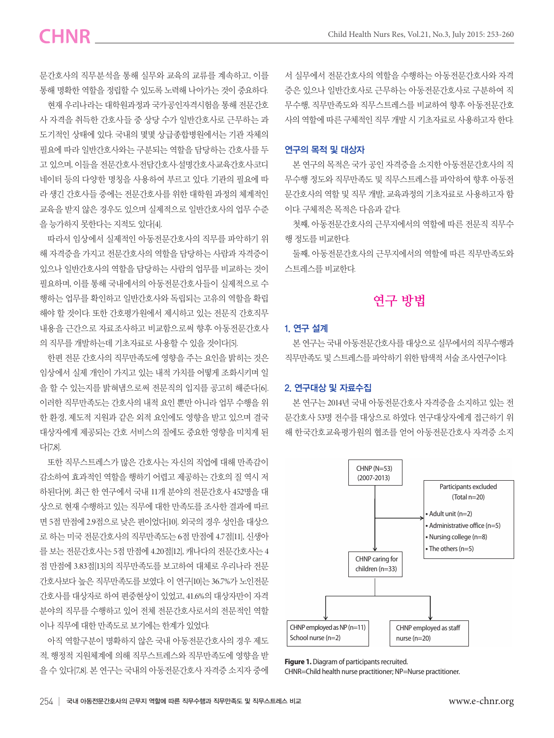문간호사의 직무분석을 통해 실무와 교육의 교류를 계속하고, 이를 통해 명확한 역할을 정립할 수 있도록 노력해 나아가는 것이 중요하다.

현재 우리나라는 대학원과정과 국가공인자격시험을 통해 전문간호사 자격을 취득한 간호사들 중 상당 수가 일반간호사로 근무하는 과도기적인 상태에 있다. 국내의 몇몇 상급종합병원에서는 기관 자체의 필요에 따라 일반간호사와는 구분되는 역할을 담당하는 간호사를 두고 있으며, 이들을 전문간호사·전담간호사·설명간호사·교육간호사·코디네이터 등의 다양한 명칭을 사용하여 부르고 있다. 기관의 필요에 따라 생긴 간호사들 중에는 전문간호사를 위한 대학원 과정의 체계적인 교육을 받지 않은 경우도 있으며 실제적으로 일반간호사의 업무 수준을 능가하지 못한다는 지적도 있다[4].

따라서 임상에서 실제적인 아동전문간호사의 직무를 파악하기 위해 자격증을 가지고 전문간호사의 역할을 담당하는 사람과 자격증이 있으나 일반간호사의 역할을 담당하는 사람의 업무를 비교하는 것이 필요하며, 이를 통해 국내에서의 아동전문간호사들이 실제적으로 수행하는 업무를 확인하고 일반간호사와 독립되는 고유의 역할을 확립해야 할 것이다. 또한 간호평가원에서 제시하고 있는 전문직 간호직무 내용을 근간으로 자료조사하고 비교함으로써 향후 아동전문간호사의 직무를 개발하는데 기초자료로 사용할 수 있을 것이다[5].

한편 전문 간호사의 직무만족도에 영향을 주는 요인을 밝히는 것은 임상에서 실제 개인이 가지고 있는 내적 가치를 어떻게 조화시키며 일을 할 수 있는지를 밝혀냄으로써 전문직의 입지를 공고히 해준다[6]. 이러한 직무만족도는 간호사의 내적 요인 뿐만 아니라 업무 수행을 위한 환경, 제도적 지원과 같은 외적 요인에도 영향을 받고 있으며 결국 대상자에게 제공되는 간호 서비스의 질에도 중요한 영향을 미치게 된다[7,8].

또한 직무스트레스가 많은 간호사는 자신의 직업에 대해 만족감이 감소하여 효과적인 역할을 행하기 어렵고 제공하는 간호의 질 역시 저하된다[9]. 최근 한 연구에서 국내 11개 분야의 전문간호사 452명을 대상으로 현재 수행하고 있는 직무에 대한 만족도를 조사한 결과에 따르면 5점 만점에 2.9점으로 낮은 편이었다[10]. 외국의 경우 성인을 대상으로 하는 미국 전문간호사의 직무만족도는 6점 만점에 4.7점[11], 신생아를 보는 전문간호사는 5점 만점에 4.20점[12], 캐나다의 전문간호사는 4점 만점에 3.83점[13]의 직무만족도를 보고하여 대체로 우리나라 전문간호사보다 높은 직무만족도를 보였다. 이 연구[10]는 36.7%가 노인전문간호사를 대상자로 하여 편중현상이 있었고, 41.6%의 대상자만이 자격분야의 직무를 수행하고 있어 전체 전문간호사로서의 전문적인 역할이나 직무에 대한 만족도로 보기에는 한계가 있었다.

아직 역할구분이 명확하지 않은 국내 아동전문간호사의 경우 제도적, 행정적 지원체계에 의해 직무스트레스와 직무만족도에 영향을 받을 수 있다[7,8]. 본 연구는 국내의 아동전문간호사 자격증 소지자 중에서 실무에서 전문간호사의 역할을 수행하는 아동전문간호사와 자격증은 있으나 일반간호사로 근무하는 아동전문간호사로 구분하여 직무수행, 직무만족도와 직무스트레스를 비교하여 향후 아동전문간호사의 역할에 따른 구체적인 직무 개발 시 기초자료로 사용하고자 한다.

### 연구의 목적 및 대상자

본 연구의 목적은 국가 공인 자격증을 소지한 아동전문간호사의 직무수행 정도와 직무만족도 및 직무스트레스를 파악하여 향후 아동전문간호사의 역할 및 직무 개발, 교육과정의 기초자료로 사용하고자 함이다. 구체적인 목적은 다음과 같다.

첫째, 아동전문간호사의 근무지에서의 역할에 따른 전문직 직무수행 정도를 비교한다.

둘째, 아동전문간호사의 근무지에서의 역할에 따른 직무만족도와 스트레스를 비교한다.

## 연구 방법

### 1. 연구 설계

본 연구는 국내 아동전문간호사를 대상으로 실무에서의 직무수행과 직무만족도 및 스트레스를 파악하기 위한 탐색적 서술 조사연구이다.

### 2. 연구대상 및 자료수집

본 연구는 2014년 국내 아동전문간호사 자격증을 소지하고 있는 전문간호사 53명 전수를 대상으로 하였다. 연구대상자에게 접근하기 위해 한국간호교육평가원의 협조를 얻어 아동전문간호사 자격증 소지

CHNP (N=53) (2007-2013)

Participants excluded (Total n=20)
- Adult unit (n=2)
- Administrative office (n=5)
- Nursing college (n=8)
- The others (n=5)

CHNP caring for children (n=33)

CHNP employed as NP (n=11) School nurse (n=2)

CHNP employed as staff nurse (n=20)

**Figure 1.** Diagram of participants recruited.
CHNR=Child health nurse practitioner; NP=Nurse practitioner.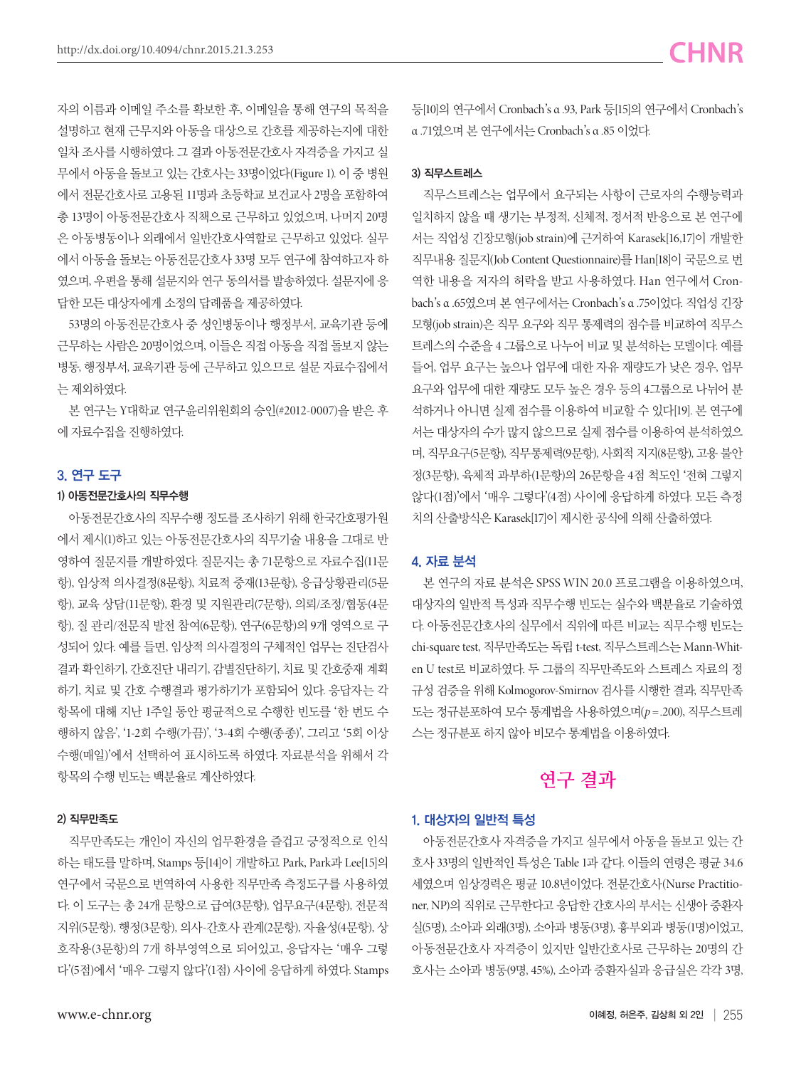자의 이름과 이메일 주소를 확보한 후, 이메일을 통해 연구의 목적을 설명하고 현재 근무지와 아동을 대상으로 간호를 제공하는지에 대한 일차 조사를 시행하였다. 그 결과 아동전문간호사 자격증을 가지고 실무에서 아동을 돌보고 있는 간호사는 33명이었다(Figure 1). 이 중 병원에서 전문간호사로 고용된 11명과 초등학교 보건교사 2명을 포함하여 총 13명이 아동전문간호사 직책으로 근무하고 있었으며, 나머지 20명은 아동병동이나 외래에서 일반간호사역할로 근무하고 있었다. 실무에서 아동을 돌보는 아동전문간호사 33명 모두 연구에 참여하고자 하였으며, 우편을 통해 설문지와 연구 동의서를 발송하였다. 설문지에 응답한 모든 대상자에게 소정의 답례품을 제공하였다.

53명의 아동전문간호사 중 성인병동이나 행정부서, 교육기관 등에 근무하는 사람은 20명이었으며, 이들은 직접 아동을 직접 돌보지 않는 병동, 행정부서, 교육기관 등에 근무하고 있으므로 설문 자료수집에서는 제외하였다.

본 연구는 Y대학교 연구윤리위원회의 승인(#2012-0007)을 받은 후에 자료수집을 진행하였다.

## 3. 연구 도구

### 1) 아동전문간호사의 직무수행

아동전문간호사의 직무수행 정도를 조사하기 위해 한국간호평가원에서 제시[1]하고 있는 아동전문간호사의 직무기술 내용을 그대로 반영하여 질문지를 개발하였다. 질문지는 총 71문항으로 자료수집(11문항), 임상적 의사결정(8문항), 치료적 중재(13문항), 응급상황관리(5문항), 교육 상담(11문항), 환경 및 지원관리(7문항), 의뢰/조정/협동(4문항), 질 관리/전문직 발전 참여(6문항), 연구(6문항)의 9개 영역으로 구성되어 있다. 예를 들면, 임상적 의사결정의 구체적인 업무는 진단검사 결과 확인하기, 간호진단 내리기, 감별진단하기, 치료 및 간호중재 계획하기, 치료 및 간호 수행결과 평가하기가 포함되어 있다. 응답자는 각 항목에 대해 지난 1주일 동안 평균적으로 수행한 빈도를 '한 번도 수행하지 않음', '1-2회 수행(가끔)', '3-4회 수행(종종)', 그리고 '5회 이상 수행(매일)'에서 선택하여 표시하도록 하였다. 자료분석을 위해서 각 항목의 수행 빈도는 백분율로 계산하였다.

### 2) 직무만족도

직무만족도는 개인이 자신의 업무환경을 즐겁고 긍정적으로 인식하는 태도를 말하며, Stamps 등[14]이 개발하고 Park, Park과 Lee[15]의 연구에서 국문으로 번역하여 사용한 직무만족 측정도구를 사용하였다. 이 도구는 총 24개 문항으로 급여(3문항), 업무요구(4문항), 전문적 지위(5문항), 행정(3문항), 의사-간호사 관계(2문항), 자율성(4문항), 상호작용(3문항)의 7개 하부영역으로 되어있고, 응답자는 '매우 그렇다'(5점)에서 '매우 그렇지 않다'(1점) 사이에 응답하게 하였다. Stamps 등[10]의 연구에서 Cronbach's α .93, Park 등[15]의 연구에서 Cronbach's α .71였으며 본 연구에서는 Cronbach's α .85 이었다.

### 3) 직무스트레스

직무스트레스는 업무에서 요구되는 사항이 근로자의 수행능력과 일치하지 않을 때 생기는 부정적, 신체적, 정서적 반응으로 본 연구에서는 직업성 긴장모형(job strain)에 근거하여 Karasek[16,17]이 개발한 직무내용 질문지(Job Content Questionnaire)를 Han[18]이 국문으로 번역한 내용을 저자의 허락을 받고 사용하였다. Han 연구에서 Cronbach's α .65였으며 본 연구에서는 Cronbach's α .75이었다. 직업성 긴장모형(job strain)은 직무 요구와 직무 통제력의 점수를 비교하여 직무스트레스의 수준을 4 그룹으로 나누어 비교 및 분석하는 모델이다. 예를 들어, 업무 요구는 높으나 업무에 대한 자유 재량도가 낮은 경우, 업무 요구와 업무에 대한 재량도 모두 높은 경우 등의 4그룹으로 나뉘어 분석하거나 아니면 실제 점수를 이용하여 비교할 수 있다[19]. 본 연구에서는 대상자의 수가 많지 않으므로 실제 점수를 이용하여 분석하였으며, 직무요구(5문항), 직무통제력(9문항), 사회적 지지(8문항), 고용 불안정(3문항), 육체적 과부하(1문항)의 26문항을 4점 척도인 '전혀 그렇지 않다(1점)'에서 '매우 그렇다(4점)' 사이에 응답하게 하였다. 모든 측정치의 산출방식은 Karasek[17]이 제시한 공식에 의해 산출하였다.

## 4. 자료 분석

본 연구의 자료 분석은 SPSS WIN 20.0 프로그램을 이용하였으며, 대상자의 일반적 특성과 직무수행 빈도는 실수와 백분율로 기술하였다. 아동전문간호사의 실무에서 직위에 따른 비교는 직무수행 빈도는 chi-square test, 직무만족도는 독립 t-test, 직무스트레스는 Mann-Whiten U test로 비교하였다. 두 그룹의 직무만족도와 스트레스 자료의 정규성 검증을 위해 Kolmogorov-Smirnov 검사를 시행한 결과, 직무만족도는 정규분포하여 모수 통계법을 사용하였으며($p$=.200), 직무스트레스는 정규분포 하지 않아 비모수 통계법을 이용하였다.

# 연구 결과

## 1. 대상자의 일반적 특성

아동전문간호사 자격증을 가지고 실무에서 아동을 돌보고 있는 간호사 33명의 일반적인 특성은 Table 1과 같다. 이들의 연령은 평균 34.6세였으며 임상경력은 평균 10.8년이었다. 전문간호사(Nurse Practitioner, NP)의 직위로 근무한다고 응답한 간호사의 부서는 신생아 중환자실(5명), 소아과 외래(3명), 소아과 병동(3명), 흉부외과 병동(1명)이었고, 아동전문간호사 자격증이 있지만 일반간호사로 근무하는 20명의 간호사는 소아과 병동(9명, 45%), 소아과 중환자실과 응급실은 각각 3명,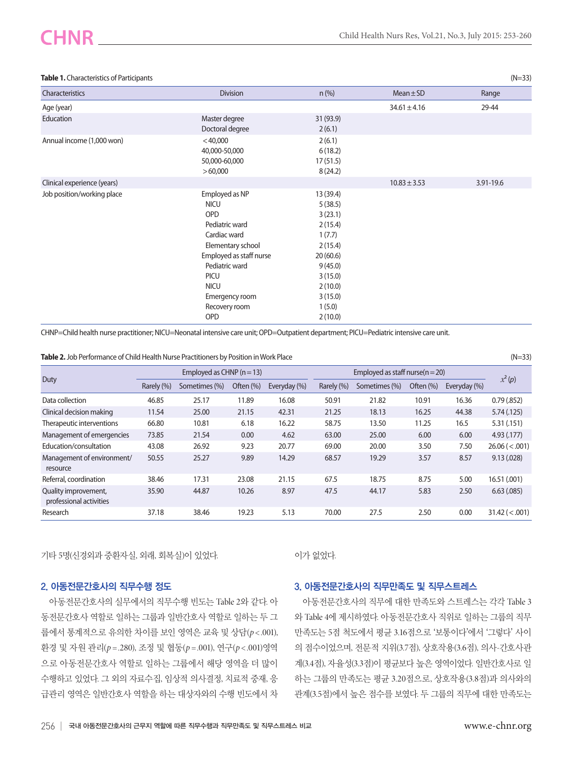**Table 1.** Characteristics of Participants (N=33)

| Characteristics | Division | n (%) | Mean±SD | Range |
|---|---|---|---|---|
| Age (year) | | | 34.61±4.16 | 29-44 |
| Education | Master degree | 31 (93.9) | | |
| | Doctoral degree | 2 (6.1) | | |
| Annual income (1,000 won) | <40,000 | 2 (6.1) | | |
| | 40,000-50,000 | 6 (18.2) | | |
| | 50,000-60,000 | 17 (51.5) | | |
| | >60,000 | 8 (24.2) | | |
| Clinical experience (years) | | | 10.83±3.53 | 3.91-19.6 |
| Job position/working place | Employed as NP | 13 (39.4) | | |
| | NICU | 5 (38.5) | | |
| | OPD | 3 (23.1) | | |
| | Pediatric ward | 2 (15.4) | | |
| | Cardiac ward | 1 (7.7) | | |
| | Elementary school | 2 (15.4) | | |
| | Employed as staff nurse | 20 (60.6) | | |
| | Pediatric ward | 9 (45.0) | | |
| | PICU | 3 (15.0) | | |
| | NICU | 2 (10.0) | | |
| | Emergency room | 3 (15.0) | | |
| | Recovery room | 1 (5.0) | | |
| | OPD | 2 (10.0) | | |

CHNP=Child health nurse practitioner; NICU=Neonatal intensive care unit; OPD=Outpatient department; PICU=Pediatric intensive care unit.

**Table 2.** Job Performance of Child Health Nurse Practitioners by Position in Work Place (N=33)

| Duty | Employed as CHNP (n=13) | | | | Employed as staff nurse(n=20) | | | | $x^2$ (p) |
|---|---|---|---|---|---|---|---|---|---|
| | Rarely (%) | Sometimes (%) | Often (%) | Everyday (%) | Rarely (%) | Sometimes (%) | Often (%) | Everyday (%) | |
| Data collection | 46.85 | 25.17 | 11.89 | 16.08 | 50.91 | 21.82 | 10.91 | 16.36 | 0.79 (.852) |
| Clinical decision making | 11.54 | 25.00 | 21.15 | 42.31 | 21.25 | 18.13 | 16.25 | 44.38 | 5.74 (.125) |
| Therapeutic interventions | 66.80 | 10.81 | 6.18 | 16.22 | 58.75 | 13.50 | 11.25 | 16.5 | 5.31 (.151) |
| Management of emergencies | 73.85 | 21.54 | 0.00 | 4.62 | 63.00 | 25.00 | 6.00 | 6.00 | 4.93 (.177) |
| Education/consultation | 43.08 | 26.92 | 9.23 | 20.77 | 69.00 | 20.00 | 3.50 | 7.50 | 26.06 (<.001) |
| Management of environment/ resource | 50.55 | 25.27 | 9.89 | 14.29 | 68.57 | 19.29 | 3.57 | 8.57 | 9.13 (.028) |
| Referral, coordination | 38.46 | 17.31 | 23.08 | 21.15 | 67.5 | 18.75 | 8.75 | 5.00 | 16.51 (.001) |
| Quality improvement, professional activities | 35.90 | 44.87 | 10.26 | 8.97 | 47.5 | 44.17 | 5.83 | 2.50 | 6.63 (.085) |
| Research | 37.18 | 38.46 | 19.23 | 5.13 | 70.00 | 27.5 | 2.50 | 0.00 | 31.42 (<.001) |

기타 5명(신경외과 중환자실, 외래, 회복실)이 있었다.

### 2. 아동전문간호사의 직무수행 정도

아동전문간호사의 실무에서의 직무수행 빈도는 Table 2와 같다. 아동전문간호사 역할로 일하는 그룹과 일반간호사 역할로 일하는 두 그룹에서 통계적으로 유의한 차이를 보인 영역은 교육 및 상담($p<.001$), 환경 및 자원 관리($p=.280$), 조정 및 협동($p=.001$), 연구($p<.001$)영역으로 아동전문간호사 역할로 일하는 그룹에서 해당 영역을 더 많이 수행하고 있었다. 그 외의 자료수집, 임상적 의사결정, 치료적 중재, 응급관리 영역은 일반간호사 역할을 하는 대상자와의 수행 빈도에서 차이가 없었다.

### 3. 아동전문간호사의 직무만족도 및 직무스트레스

아동전문간호사의 직무에 대한 만족도와 스트레스는 각각 Table 3와 Table 4에 제시하였다. 아동전문간호사 직위로 일하는 그룹의 직무만족도는 5점 척도에서 평균 3.16점으로 '보통이다'에서 '그렇다' 사이의 점수이었으며, 전문적 지위(3.7점), 상호작용(3.6점), 의사-간호사관계(3.4점), 자율성(3.3점)이 평균보다 높은 영역이었다. 일반간호사로 일하는 그룹의 만족도는 평균 3.20점으로, 상호작용(3.8점)과 의사와의 관계(3.5점)에서 높은 점수를 보였다. 두 그룹의 직무에 대한 만족도는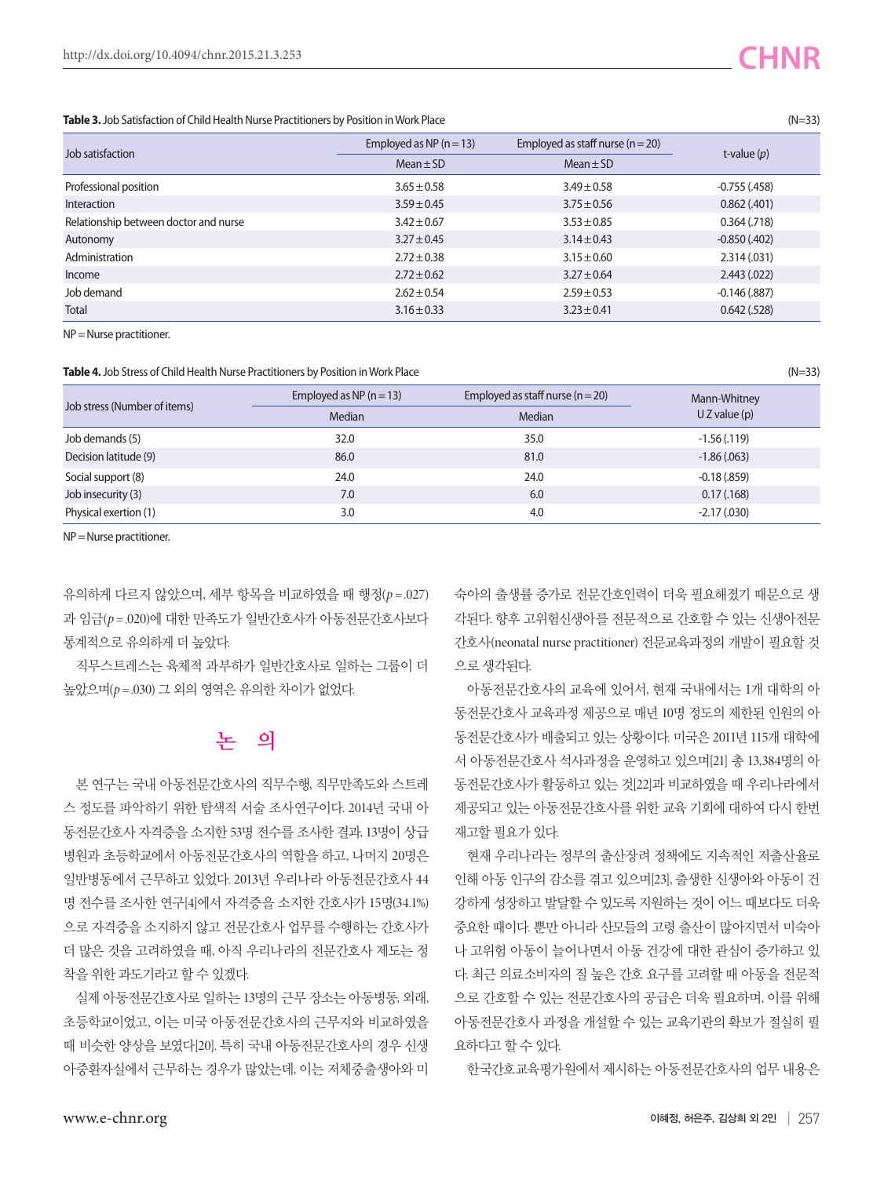**Table 3.** Job Satisfaction of Child Health Nurse Practitioners by Position in Work Place (N=33)

| Job satisfaction | Employed as NP (n=13) | Employed as staff nurse (n=20) | t-value (*p*) |
|---|---|---|---|
| | Mean±SD | Mean±SD | |
| Professional position | 3.65±0.58 | 3.49±0.58 | -0.755 (.458) |
| Interaction | 3.59±0.45 | 3.75±0.56 | 0.862 (.401) |
| Relationship between doctor and nurse | 3.42±0.67 | 3.53±0.85 | 0.364 (.718) |
| Autonomy | 3.27±0.45 | 3.14±0.43 | -0.850 (.402) |
| Administration | 2.72±0.38 | 3.15±0.60 | 2.314 (.031) |
| Income | 2.72±0.62 | 3.27±0.64 | 2.443 (.022) |
| Job demand | 2.62±0.54 | 2.59±0.53 | -0.146 (.887) |
| Total | 3.16±0.33 | 3.23±0.41 | 0.642 (.528) |

NP=Nurse practitioner.

**Table 4.** Job Stress of Child Health Nurse Practitioners by Position in Work Place (N=33)

| Job stress (Number of items) | Employed as NP (n=13) | Employed as staff nurse (n=20) | Mann-Whitney U Z value (p) |
|---|---|---|---|
| | Median | Median | |
| Job demands (5) | 32.0 | 35.0 | -1.56 (.119) |
| Decision latitude (9) | 86.0 | 81.0 | -1.86 (.063) |
| Social support (8) | 24.0 | 24.0 | -0.18 (.859) |
| Job insecurity (3) | 7.0 | 6.0 | 0.17 (.168) |
| Physical exertion (1) | 3.0 | 4.0 | -2.17 (.030) |

NP=Nurse practitioner.

유의하게 다르지 않았으며, 세부 항목을 비교하였을 때 행정($p=.027$)과 임금($p=.020$)에 대한 만족도가 일반간호사가 아동전문간호사보다 통계적으로 유의하게 더 높았다.

직무스트레스는 육체적 과부하가 일반간호사로 일하는 그룹이 더 높았으며($p=.030$) 그 외의 영역은 유의한 차이가 없었다.

## 논 의

본 연구는 국내 아동전문간호사의 직무수행, 직무만족도와 스트레스 정도를 파악하기 위한 탐색적 서술 조사연구이다. 2014년 국내 아동전문간호사 자격증을 소지한 53명 전수를 조사한 결과, 13명이 상급병원과 초등학교에서 아동전문간호사의 역할을 하고, 나머지 20명은 일반병동에서 근무하고 있었다. 2013년 우리나라 아동전문간호사 44명 전수를 조사한 연구[4]에서 자격증을 소지한 간호사가 15명(34.1%)으로 자격증을 소지하지 않고 전문간호사 업무를 수행하는 간호사가 더 많은 것을 고려하였을 때, 아직 우리나라의 전문간호사 제도는 정착을 위한 과도기라고 할 수 있겠다.

실제 아동전문간호사로 일하는 13명의 근무 장소는 아동병동, 외래, 초등학교이었고, 이는 미국 아동전문간호사의 근무지와 비교하였을 때 비슷한 양상을 보였다[20]. 특히 국내 아동전문간호사의 경우 신생아중환자실에서 근무하는 경우가 많았는데, 이는 저체중출생아와 미숙아의 출생률 증가로 전문간호인력이 더욱 필요해졌기 때문으로 생각된다. 향후 고위험신생아를 전문적으로 간호할 수 있는 신생아전문간호사(neonatal nurse practitioner) 전문교육과정의 개발이 필요할 것으로 생각된다.

아동전문간호사의 교육에 있어서, 현재 국내에서는 1개 대학의 아동전문간호사 교육과정 제공으로 매년 10명 정도의 제한된 인원의 아동전문간호사가 배출되고 있는 상황이다. 미국은 2011년 115개 대학에서 아동전문간호사 석사과정을 운영하고 있으며[21] 총 13,384명의 아동전문간호사가 활동하고 있는 것[22]과 비교하였을 때 우리나라에서 제공되고 있는 아동전문간호사를 위한 교육 기회에 대하여 다시 한번 재고할 필요가 있다.

현재 우리나라는 정부의 출산장려 정책에도 지속적인 저출산율로 인해 아동 인구의 감소를 겪고 있으며[23], 출생한 신생아와 아동이 건강하게 성장하고 발달할 수 있도록 지원하는 것이 어느 때보다도 더욱 중요한 때이다. 뿐만 아니라 산모들의 고령 출산이 많아지면서 미숙아나 고위험 아동이 늘어나면서 아동 건강에 대한 관심이 증가하고 있다. 최근 의료소비자의 질 높은 간호 요구를 고려할 때 아동을 전문적으로 간호할 수 있는 전문간호사의 공급은 더욱 필요하며, 이를 위해 아동전문간호사 과정을 개설할 수 있는 교육기관의 확보가 절실히 필요하다고 할 수 있다.

한국간호교육평가원에서 제시하는 아동전문간호사의 업무 내용은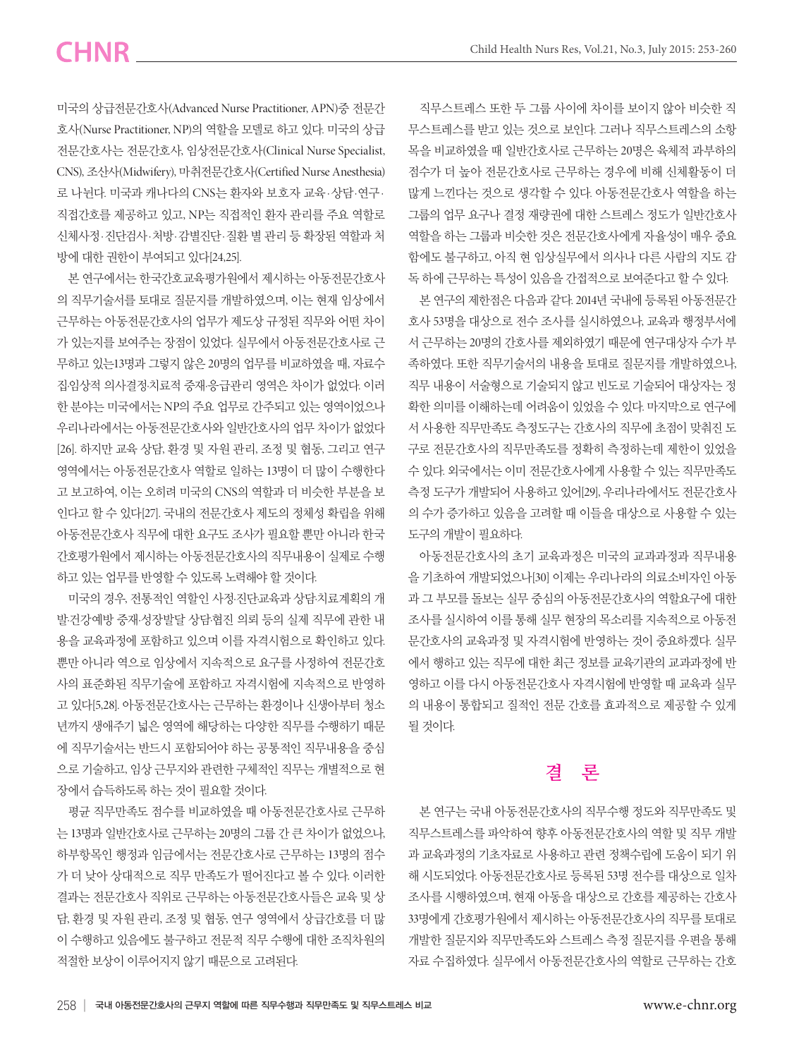미국의 상급전문간호사(Advanced Nurse Practitioner, APN)중 전문간호사(Nurse Practitioner, NP)의 역할을 모델로 하고 있다. 미국의 상급전문간호사는 전문간호사, 임상전문간호사(Clinical Nurse Specialist, CNS), 조산사(Midwifery), 마취전문간호사(Certified Nurse Anesthesia)로 나뉜다. 미국과 캐나다의 CNS는 환자와 보호자 교육·상담·연구·직접간호를 제공하고 있고, NP는 직접적인 환자 관리를 주요 역할로 신체사정·진단검사·처방·감별진단·질환 별 관리 등 확장된 역할과 처방에 대한 권한이 부여되고 있다[24,25].

본 연구에서는 한국간호교육평가원에서 제시하는 아동전문간호사의 직무기술서를 토대로 질문지를 개발하였으며, 이는 현재 임상에서 근무하는 아동전문간호사의 업무가 제도상 규정된 직무와 어떤 차이가 있는지를 보여주는 장점이 있었다. 실무에서 아동전문간호사로 근무하고 있는13명과 그렇지 않은 20명의 업무를 비교하였을 때, 자료수집·임상적 의사결정·치료적 중재·응급관리 영역은 차이가 없었다. 이러한 분야는 미국에서는 NP의 주요 업무로 간주되고 있는 영역이었으나 우리나라에서는 아동전문간호사와 일반간호사의 업무 차이가 없었다[26]. 하지만 교육 상담, 환경 및 자원 관리, 조정 및 협동, 그리고 연구 영역에서는 아동전문간호사 역할로 일하는 13명이 더 많이 수행한다고 보고하여, 이는 오히려 미국의 CNS의 역할과 더 비슷한 부분을 보인다고 할 수 있다[27]. 국내의 전문간호사 제도의 정체성 확립을 위해 아동전문간호사 직무에 대한 요구도 조사가 필요할 뿐만 아니라 한국간호평가원에서 제시하는 아동전문간호사의 직무내용이 실제로 수행하고 있는 업무를 반영할 수 있도록 노력해야 할 것이다.

미국의 경우, 전통적인 역할인 사정·진단·교육과 상담·치료계획의 개발·건강예방 중재·성장발달 상담·협진 의뢰 등의 실제 직무에 관한 내용을 교육과정에 포함하고 있으며 이를 자격시험으로 확인하고 있다. 뿐만 아니라 역으로 임상에서 지속적으로 요구를 사정하여 전문간호사의 표준화된 직무기술에 포함하고 자격시험에 지속적으로 반영하고 있다[5,28]. 아동전문간호사는 근무하는 환경이나 신생아부터 청소년까지 생애주기 넓은 영역에 해당하는 다양한 직무를 수행하기 때문에 직무기술서는 반드시 포함되어야 하는 공통적인 직무내용을 중심으로 기술하고, 임상 근무지와 관련한 구체적인 직무는 개별적으로 현장에서 습득하도록 하는 것이 필요할 것이다.

평균 직무만족도 점수를 비교하였을 때 아동전문간호사로 근무하는 13명과 일반간호사로 근무하는 20명의 그룹 간 큰 차이가 없었으나, 하부항목인 행정과 임금에서는 전문간호사로 근무하는 13명의 점수가 더 낮아 상대적으로 직무 만족도가 떨어진다고 볼 수 있다. 이러한 결과는 전문간호사 직위로 근무하는 아동전문간호사들은 교육 및 상담, 환경 및 자원 관리, 조정 및 협동, 연구 영역에서 상급간호를 더 많이 수행하고 있음에도 불구하고 전문적 직무 수행에 대한 조직차원의 적절한 보상이 이루어지지 않기 때문으로 고려된다.

직무스트레스 또한 두 그룹 사이에 차이를 보이지 않아 비슷한 직무스트레스를 받고 있는 것으로 보인다. 그러나 직무스트레스의 소항목을 비교하였을 때 일반간호사로 근무하는 20명은 육체적 과부하의 점수가 더 높아 전문간호사로 근무하는 경우에 비해 신체활동이 더 많게 느낀다는 것으로 생각할 수 있다. 아동전문간호사 역할을 하는 그룹의 업무 요구나 결정 재량권에 대한 스트레스 정도가 일반간호사 역할을 하는 그룹과 비슷한 것은 전문간호사에게 자율성이 매우 중요함에도 불구하고, 아직 현 임상실무에서 의사나 다른 사람의 지도 감독 하에 근무하는 특성이 있음을 간접적으로 보여준다고 할 수 있다.

본 연구의 제한점은 다음과 같다. 2014년 국내에 등록된 아동전문간호사 53명을 대상으로 전수 조사를 실시하였으나, 교육과 행정부서에서 근무하는 20명의 간호사를 제외하였기 때문에 연구대상자 수가 부족하였다. 또한 직무기술서의 내용을 토대로 질문지를 개발하였으나, 직무 내용이 서술형으로 기술되지 않고 빈도로 기술되어 대상자는 정확한 의미를 이해하는데 어려움이 있었을 수 있다. 마지막으로 연구에서 사용한 직무만족도 측정도구는 간호사의 직무에 초점이 맞춰진 도구로 전문간호사의 직무만족도를 정확히 측정하는데 제한이 있었을 수 있다. 외국에서는 이미 전문간호사에게 사용할 수 있는 직무만족도 측정 도구가 개발되어 사용하고 있어[29], 우리나라에서도 전문간호사의 수가 증가하고 있음을 고려할 때 이들을 대상으로 사용할 수 있는 도구의 개발이 필요하다.

아동전문간호사의 초기 교육과정은 미국의 교과과정과 직무내용을 기초하여 개발되었으나[30] 이제는 우리나라의 의료소비자인 아동과 그 부모를 돌보는 실무 중심의 아동전문간호사의 역할요구에 대한 조사를 실시하여 이를 통해 실무 현장의 목소리를 지속적으로 아동전문간호사의 교육과정 및 자격시험에 반영하는 것이 중요하겠다. 실무에서 행하고 있는 직무에 대한 최근 정보를 교육기관의 교과과정에 반영하고 이를 다시 아동전문간호사 자격시험에 반영할 때 교육과 실무의 내용이 통합되고 질적인 전문 간호를 효과적으로 제공할 수 있게 될 것이다.

## 결 론

본 연구는 국내 아동전문간호사의 직무수행 정도와 직무만족도 및 직무스트레스를 파악하여 향후 아동전문간호사의 역할 및 직무 개발과 교육과정의 기초자료로 사용하고 관련 정책수립에 도움이 되기 위해 시도되었다. 아동전문간호사로 등록된 53명 전수를 대상으로 일차 조사를 시행하였으며, 현재 아동을 대상으로 간호를 제공하는 간호사 33명에게 간호평가원에서 제시하는 아동전문간호사의 직무를 토대로 개발한 질문지와 직무만족도와 스트레스 측정 질문지를 우편을 통해 자료 수집하였다. 실무에서 아동전문간호사의 역할로 근무하는 간호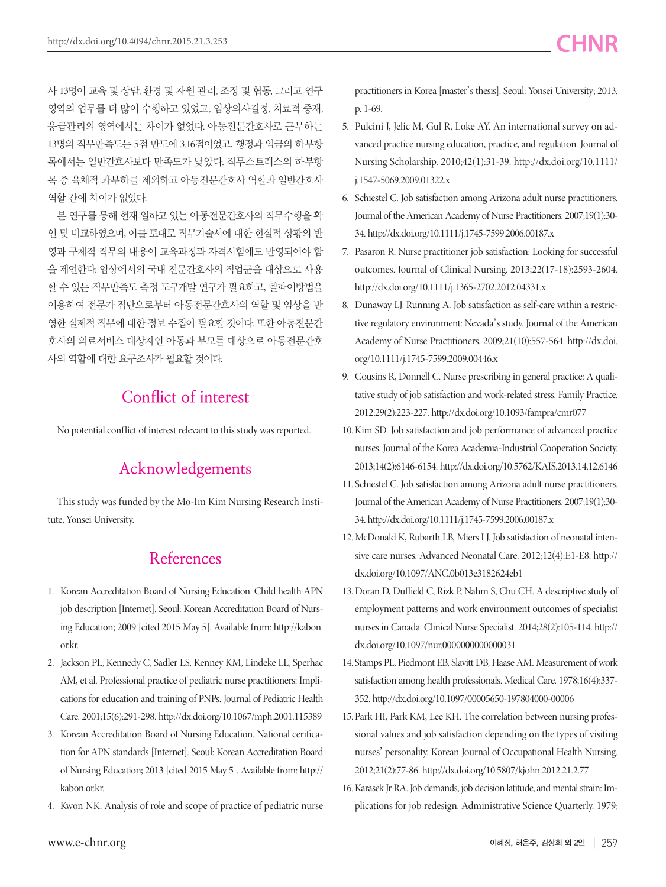사 13명이 교육 및 상담, 환경 및 자원 관리, 조정 및 협동, 그리고 연구 영역의 업무를 더 많이 수행하고 있었고, 임상의사결정, 치료적 중재, 응급관리의 영역에서는 차이가 없었다. 아동전문간호사로 근무하는 13명의 직무만족도는 5점 만도에 3.16점이었고, 행정과 임금의 하부항목에서는 일반간호사보다 만족도가 낮았다. 직무스트레스의 하부항목 중 육체적 과부하를 제외하고 아동전문간호사 역할과 일반간호사 역할 간에 차이가 없었다.

본 연구를 통해 현재 일하고 있는 아동전문간호사의 직무수행을 확인 및 비교하였으며, 이를 토대로 직무기술서에 대한 현실적 상황의 반영과 구체적 직무의 내용이 교육과정과 자격시험에도 반영되어야 함을 제언한다. 임상에서의 국내 전문간호사의 직업군을 대상으로 사용할 수 있는 직무만족도 측정 도구개발 연구가 필요하고, 델파이방법을 이용하여 전문가 집단으로부터 아동전문간호사의 역할 및 임상을 반영한 실제적 직무에 대한 정보 수집이 필요할 것이다. 또한 아동전문간호사의 의료서비스 대상자인 아동과 부모를 대상으로 아동전문간호사의 역할에 대한 요구조사가 필요할 것이다.

## Conflict of interest

No potential conflict of interest relevant to this study was reported.

## Acknowledgements

This study was funded by the Mo-Im Kim Nursing Research Institute, Yonsei University.

## References

1. Korean Accreditation Board of Nursing Education. Child health APN job description [Internet]. Seoul: Korean Accreditation Board of Nursing Education; 2009 [cited 2015 May 5]. Available from: http://kabon.or.kr.
2. Jackson PL, Kennedy C, Sadler LS, Kenney KM, Lindeke LL, Sperhac AM, et al. Professional practice of pediatric nurse practitioners: Implications for education and training of PNPs. Journal of Pediatric Health Care. 2001;15(6):291-298. http://dx.doi.org/10.1067/mph.2001.115389
3. Korean Accreditation Board of Nursing Education. National cerification for APN standards [Internet]. Seoul: Korean Accreditation Board of Nursing Education; 2013 [cited 2015 May 5]. Available from: http://kabon.or.kr.
4. Kwon NK. Analysis of role and scope of practice of pediatric nurse practitioners in Korea [master's thesis]. Seoul: Yonsei University; 2013. p. 1-69.
5. Pulcini J, Jelic M, Gul R, Loke AY. An international survey on advanced practice nursing education, practice, and regulation. Journal of Nursing Scholarship. 2010;42(1):31-39. http://dx.doi.org/10.1111/j.1547-5069.2009.01322.x
6. Schiestel C. Job satisfaction among Arizona adult nurse practitioners. Journal of the American Academy of Nurse Practitioners. 2007;19(1):30-34. http://dx.doi.org/10.1111/j.1745-7599.2006.00187.x
7. Pasaron R. Nurse practitioner job satisfaction: Looking for successful outcomes. Journal of Clinical Nursing. 2013;22(17-18):2593-2604. http://dx.doi.org/10.1111/j.1365-2702.2012.04331.x
8. Dunaway LJ, Running A. Job satisfaction as self-care within a restrictive regulatory environment: Nevada's study. Journal of the American Academy of Nurse Practitioners. 2009;21(10):557-564. http://dx.doi.org/10.1111/j.1745-7599.2009.00446.x
9. Cousins R, Donnell C. Nurse prescribing in general practice: A qualitative study of job satisfaction and work-related stress. Family Practice. 2012;29(2):223-227. http://dx.doi.org/10.1093/fampra/cmr077
10. Kim SD. Job satisfaction and job performance of advanced practice nurses. Journal of the Korea Academia-Industrial Cooperation Society. 2013;14(2):6146-6154. http://dx.doi.org/10.5762/KAIS.2013.14.12.6146
11. Schiestel C. Job satisfaction among Arizona adult nurse practitioners. Journal of the American Academy of Nurse Practitioners. 2007;19(1):30-34. http://dx.doi.org/10.1111/j.1745-7599.2006.00187.x
12. McDonald K, Rubarth LB, Miers LJ. Job satisfaction of neonatal intensive care nurses. Advanced Neonatal Care. 2012;12(4):E1-E8. http://dx.doi.org/10.1097/ANC.0b013e3182624eb1
13. Doran D, Duffield C, Rizk P, Nahm S, Chu CH. A descriptive study of employment patterns and work environment outcomes of specialist nurses in Canada. Clinical Nurse Specialist. 2014;28(2):105-114. http://dx.doi.org/10.1097/nur.0000000000000031
14. Stamps PL, Piedmont EB, Slavitt DB, Haase AM. Measurement of work satisfaction among health professionals. Medical Care. 1978;16(4):337-352. http://dx.doi.org/10.1097/00005650-197804000-00006
15. Park HI, Park KM, Lee KH. The correlation between nursing professional values and job satisfaction depending on the types of visiting nurses' personality. Korean Journal of Occupational Health Nursing. 2012;21(2):77-86. http://dx.doi.org/10.5807/kjohn.2012.21.2.77
16. Karasek Jr RA. Job demands, job decision latitude, and mental strain: Implications for job redesign. Administrative Science Quarterly. 1979;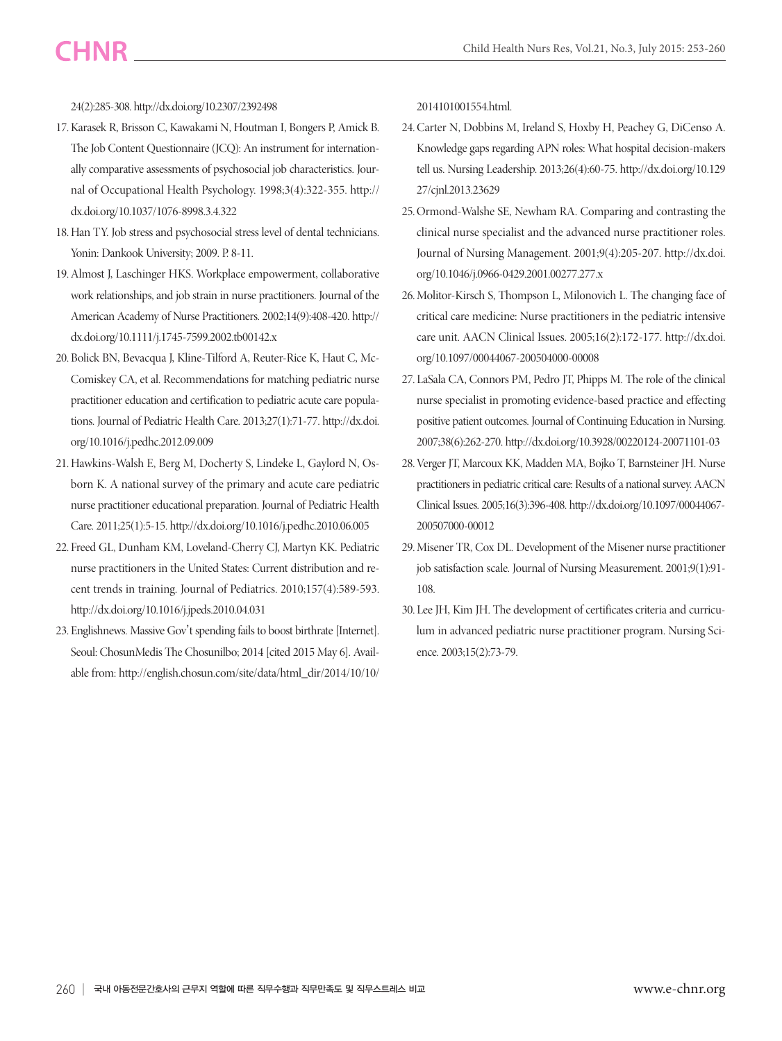24(2):285-308. http://dx.doi.org/10.2307/2392498

17. Karasek R, Brisson C, Kawakami N, Houtman I, Bongers P, Amick B. The Job Content Questionnaire (JCQ): An instrument for internationally comparative assessments of psychosocial job characteristics. Journal of Occupational Health Psychology. 1998;3(4):322-355. http://dx.doi.org/10.1037/1076-8998.3.4.322
18. Han TY. Job stress and psychosocial stress level of dental technicians. Yonin: Dankook University; 2009. P. 8-11.
19. Almost J, Laschinger HKS. Workplace empowerment, collaborative work relationships, and job strain in nurse practitioners. Journal of the American Academy of Nurse Practitioners. 2002;14(9):408-420. http://dx.doi.org/10.1111/j.1745-7599.2002.tb00142.x
20. Bolick BN, Bevacqua J, Kline-Tilford A, Reuter-Rice K, Haut C, McComiskey CA, et al. Recommendations for matching pediatric nurse practitioner education and certification to pediatric acute care populations. Journal of Pediatric Health Care. 2013;27(1):71-77. http://dx.doi.org/10.1016/j.pedhc.2012.09.009
21. Hawkins-Walsh E, Berg M, Docherty S, Lindeke L, Gaylord N, Osborn K. A national survey of the primary and acute care pediatric nurse practitioner educational preparation. Journal of Pediatric Health Care. 2011;25(1):5-15. http://dx.doi.org/10.1016/j.pedhc.2010.06.005
22. Freed GL, Dunham KM, Loveland-Cherry CJ, Martyn KK. Pediatric nurse practitioners in the United States: Current distribution and recent trends in training. Journal of Pediatrics. 2010;157(4):589-593. http://dx.doi.org/10.1016/j.jpeds.2010.04.031
23. Englishnews. Massive Gov't spending fails to boost birthrate [Internet]. Seoul: ChosunMedis The Chosunilbo; 2014 [cited 2015 May 6]. Available from: http://english.chosun.com/site/data/html_dir/2014/10/10/2014101001554.html.
24. Carter N, Dobbins M, Ireland S, Hoxby H, Peachey G, DiCenso A. Knowledge gaps regarding APN roles: What hospital decision-makers tell us. Nursing Leadership. 2013;26(4):60-75. http://dx.doi.org/10.12927/cjnl.2013.23629
25. Ormond-Walshe SE, Newham RA. Comparing and contrasting the clinical nurse specialist and the advanced nurse practitioner roles. Journal of Nursing Management. 2001;9(4):205-207. http://dx.doi.org/10.1046/j.0966-0429.2001.00277.277.x
26. Molitor-Kirsch S, Thompson L, Milonovich L. The changing face of critical care medicine: Nurse practitioners in the pediatric intensive care unit. AACN Clinical Issues. 2005;16(2):172-177. http://dx.doi.org/10.1097/00044067-200504000-00008
27. LaSala CA, Connors PM, Pedro JT, Phipps M. The role of the clinical nurse specialist in promoting evidence-based practice and effecting positive patient outcomes. Journal of Continuing Education in Nursing. 2007;38(6):262-270. http://dx.doi.org/10.3928/00220124-20071101-03
28. Verger JT, Marcoux KK, Madden MA, Bojko T, Barnsteiner JH. Nurse practitioners in pediatric critical care: Results of a national survey. AACN Clinical Issues. 2005;16(3):396-408. http://dx.doi.org/10.1097/00044067-200507000-00012
29. Misener TR, Cox DL. Development of the Misener nurse practitioner job satisfaction scale. Journal of Nursing Measurement. 2001;9(1):91-108.
30. Lee JH, Kim JH. The development of certificates criteria and curriculum in advanced pediatric nurse practitioner program. Nursing Science. 2003;15(2):73-79.